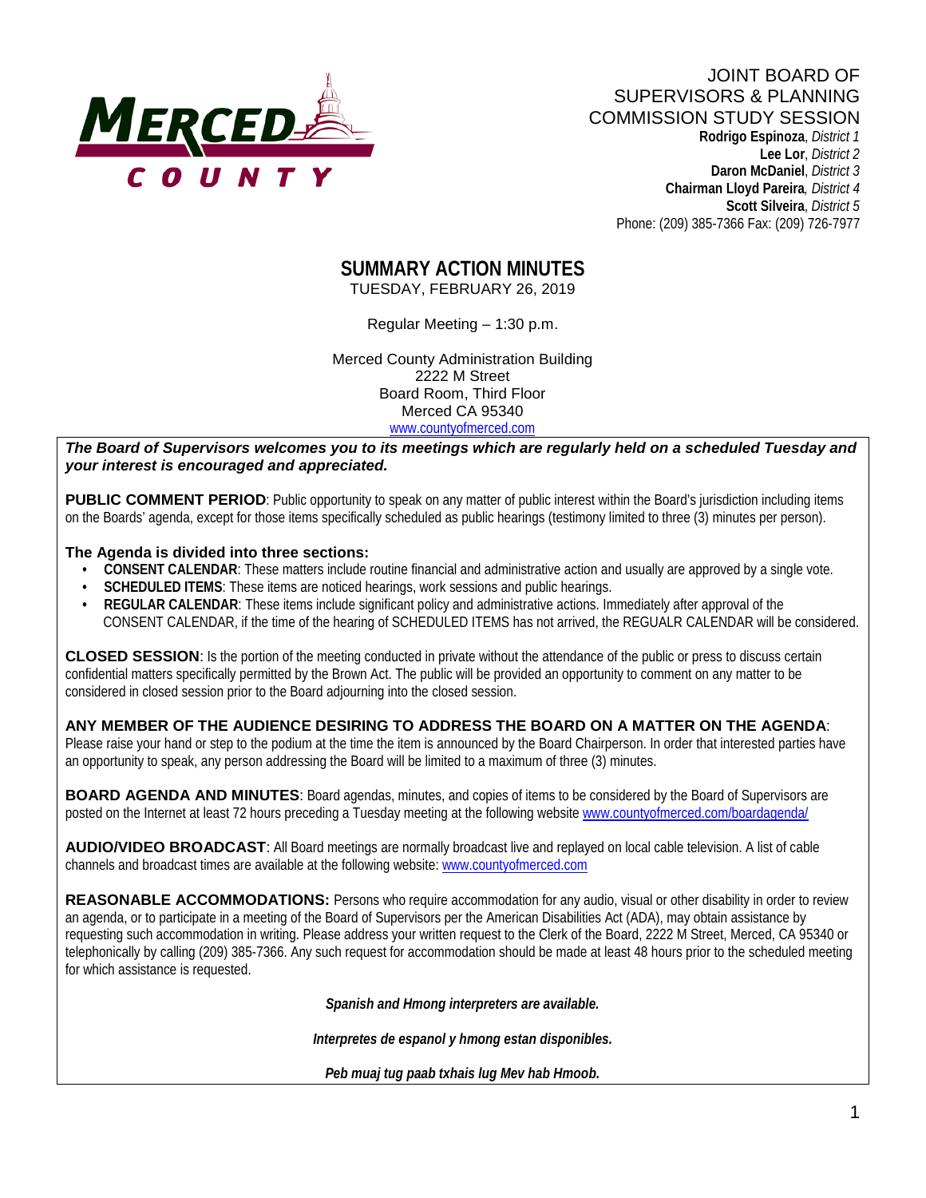MERCED COUNTY

JOINT BOARD OF SUPERVISORS & PLANNING COMMISSION STUDY SESSION

**Rodrigo Espinoza**, *District 1*
**Lee Lor**, *District 2*
**Daron McDaniel**, *District 3*
**Chairman Lloyd Pareira***, District 4*
**Scott Silveira**, *District 5*
Phone: (209) 385-7366 Fax: (209) 726-7977

# SUMMARY ACTION MINUTES

TUESDAY, FEBRUARY 26, 2019

Regular Meeting – 1:30 p.m.

Merced County Administration Building
2222 M Street
Board Room, Third Floor
Merced CA 95340
www.countyofmerced.com

***The Board of Supervisors welcomes you to its meetings which are regularly held on a scheduled Tuesday and your interest is encouraged and appreciated.***

**PUBLIC COMMENT PERIOD**: Public opportunity to speak on any matter of public interest within the Board's jurisdiction including items on the Boards' agenda, except for those items specifically scheduled as public hearings (testimony limited to three (3) minutes per person).

**The Agenda is divided into three sections:**

- **CONSENT CALENDAR**: These matters include routine financial and administrative action and usually are approved by a single vote.
- **SCHEDULED ITEMS**: These items are noticed hearings, work sessions and public hearings.
- **REGULAR CALENDAR**: These items include significant policy and administrative actions. Immediately after approval of the CONSENT CALENDAR, if the time of the hearing of SCHEDULED ITEMS has not arrived, the REGUALR CALENDAR will be considered.

**CLOSED SESSION**: Is the portion of the meeting conducted in private without the attendance of the public or press to discuss certain confidential matters specifically permitted by the Brown Act. The public will be provided an opportunity to comment on any matter to be considered in closed session prior to the Board adjourning into the closed session.

**ANY MEMBER OF THE AUDIENCE DESIRING TO ADDRESS THE BOARD ON A MATTER ON THE AGENDA**: Please raise your hand or step to the podium at the time the item is announced by the Board Chairperson. In order that interested parties have an opportunity to speak, any person addressing the Board will be limited to a maximum of three (3) minutes.

**BOARD AGENDA AND MINUTES**: Board agendas, minutes, and copies of items to be considered by the Board of Supervisors are posted on the Internet at least 72 hours preceding a Tuesday meeting at the following website www.countyofmerced.com/boardagenda/

**AUDIO/VIDEO BROADCAST**: All Board meetings are normally broadcast live and replayed on local cable television. A list of cable channels and broadcast times are available at the following website: www.countyofmerced.com

**REASONABLE ACCOMMODATIONS:** Persons who require accommodation for any audio, visual or other disability in order to review an agenda, or to participate in a meeting of the Board of Supervisors per the American Disabilities Act (ADA), may obtain assistance by requesting such accommodation in writing. Please address your written request to the Clerk of the Board, 2222 M Street, Merced, CA 95340 or telephonically by calling (209) 385-7366. Any such request for accommodation should be made at least 48 hours prior to the scheduled meeting for which assistance is requested.

***Spanish and Hmong interpreters are available.***

***Interpretes de espanol y hmong estan disponibles.***

***Peb muaj tug paab txhais lug Mev hab Hmoob.***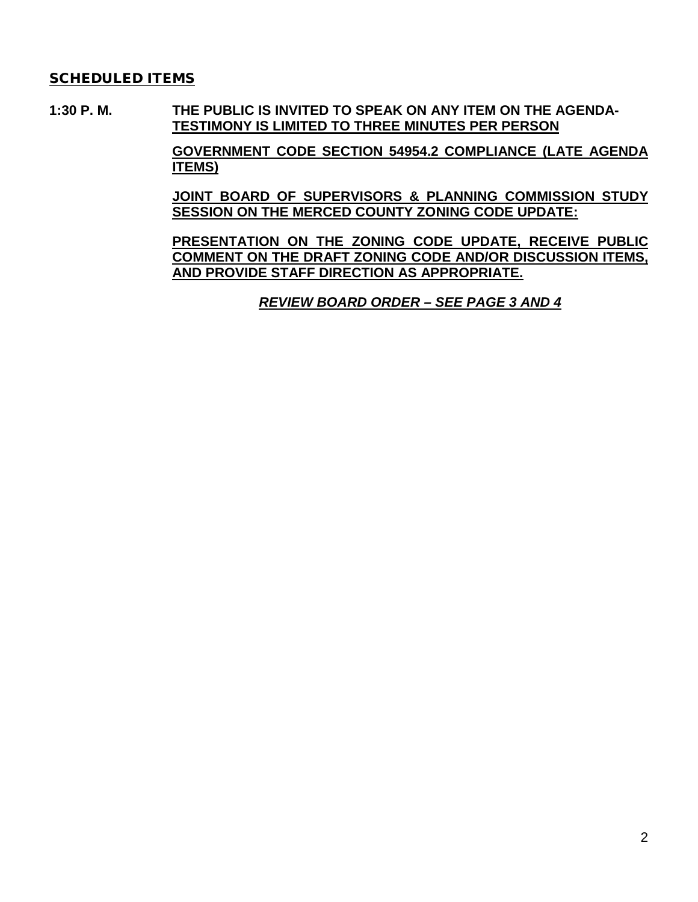## SCHEDULED ITEMS

**1:30 P. M.** **THE PUBLIC IS INVITED TO SPEAK ON ANY ITEM ON THE AGENDA-TESTIMONY IS LIMITED TO THREE MINUTES PER PERSON**

**GOVERNMENT CODE SECTION 54954.2 COMPLIANCE (LATE AGENDA ITEMS)**

**JOINT BOARD OF SUPERVISORS & PLANNING COMMISSION STUDY SESSION ON THE MERCED COUNTY ZONING CODE UPDATE:**

**PRESENTATION ON THE ZONING CODE UPDATE, RECEIVE PUBLIC COMMENT ON THE DRAFT ZONING CODE AND/OR DISCUSSION ITEMS, AND PROVIDE STAFF DIRECTION AS APPROPRIATE.**

***REVIEW BOARD ORDER – SEE PAGE 3 AND 4***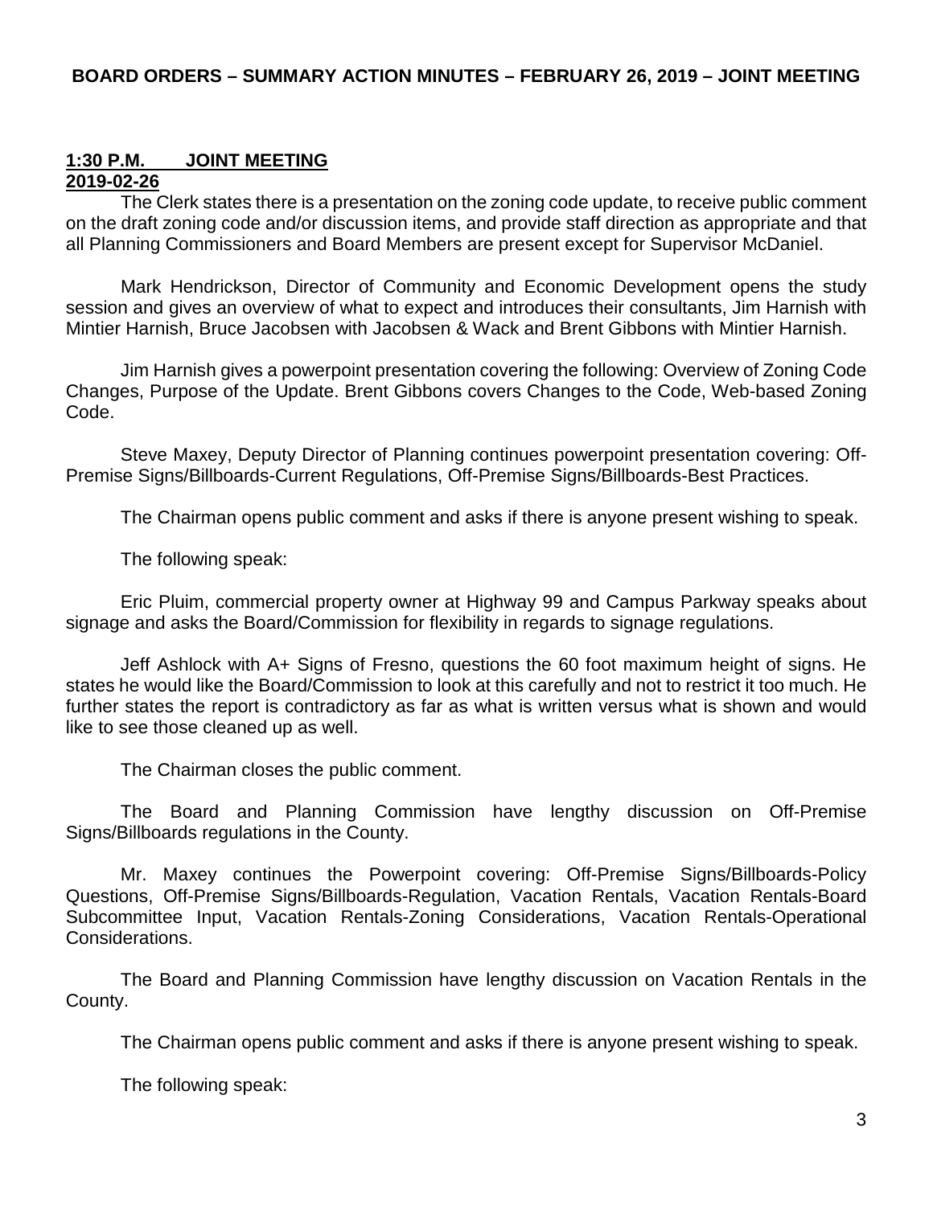## BOARD ORDERS – SUMMARY ACTION MINUTES – FEBRUARY 26, 2019 – JOINT MEETING

**1:30 P.M. JOINT MEETING**
**2019-02-26**

The Clerk states there is a presentation on the zoning code update, to receive public comment on the draft zoning code and/or discussion items, and provide staff direction as appropriate and that all Planning Commissioners and Board Members are present except for Supervisor McDaniel.

Mark Hendrickson, Director of Community and Economic Development opens the study session and gives an overview of what to expect and introduces their consultants, Jim Harnish with Mintier Harnish, Bruce Jacobsen with Jacobsen & Wack and Brent Gibbons with Mintier Harnish.

Jim Harnish gives a powerpoint presentation covering the following: Overview of Zoning Code Changes, Purpose of the Update. Brent Gibbons covers Changes to the Code, Web-based Zoning Code.

Steve Maxey, Deputy Director of Planning continues powerpoint presentation covering: Off-Premise Signs/Billboards-Current Regulations, Off-Premise Signs/Billboards-Best Practices.

The Chairman opens public comment and asks if there is anyone present wishing to speak.

The following speak:

Eric Pluim, commercial property owner at Highway 99 and Campus Parkway speaks about signage and asks the Board/Commission for flexibility in regards to signage regulations.

Jeff Ashlock with A+ Signs of Fresno, questions the 60 foot maximum height of signs. He states he would like the Board/Commission to look at this carefully and not to restrict it too much. He further states the report is contradictory as far as what is written versus what is shown and would like to see those cleaned up as well.

The Chairman closes the public comment.

The Board and Planning Commission have lengthy discussion on Off-Premise Signs/Billboards regulations in the County.

Mr. Maxey continues the Powerpoint covering: Off-Premise Signs/Billboards-Policy Questions, Off-Premise Signs/Billboards-Regulation, Vacation Rentals, Vacation Rentals-Board Subcommittee Input, Vacation Rentals-Zoning Considerations, Vacation Rentals-Operational Considerations.

The Board and Planning Commission have lengthy discussion on Vacation Rentals in the County.

The Chairman opens public comment and asks if there is anyone present wishing to speak.

The following speak: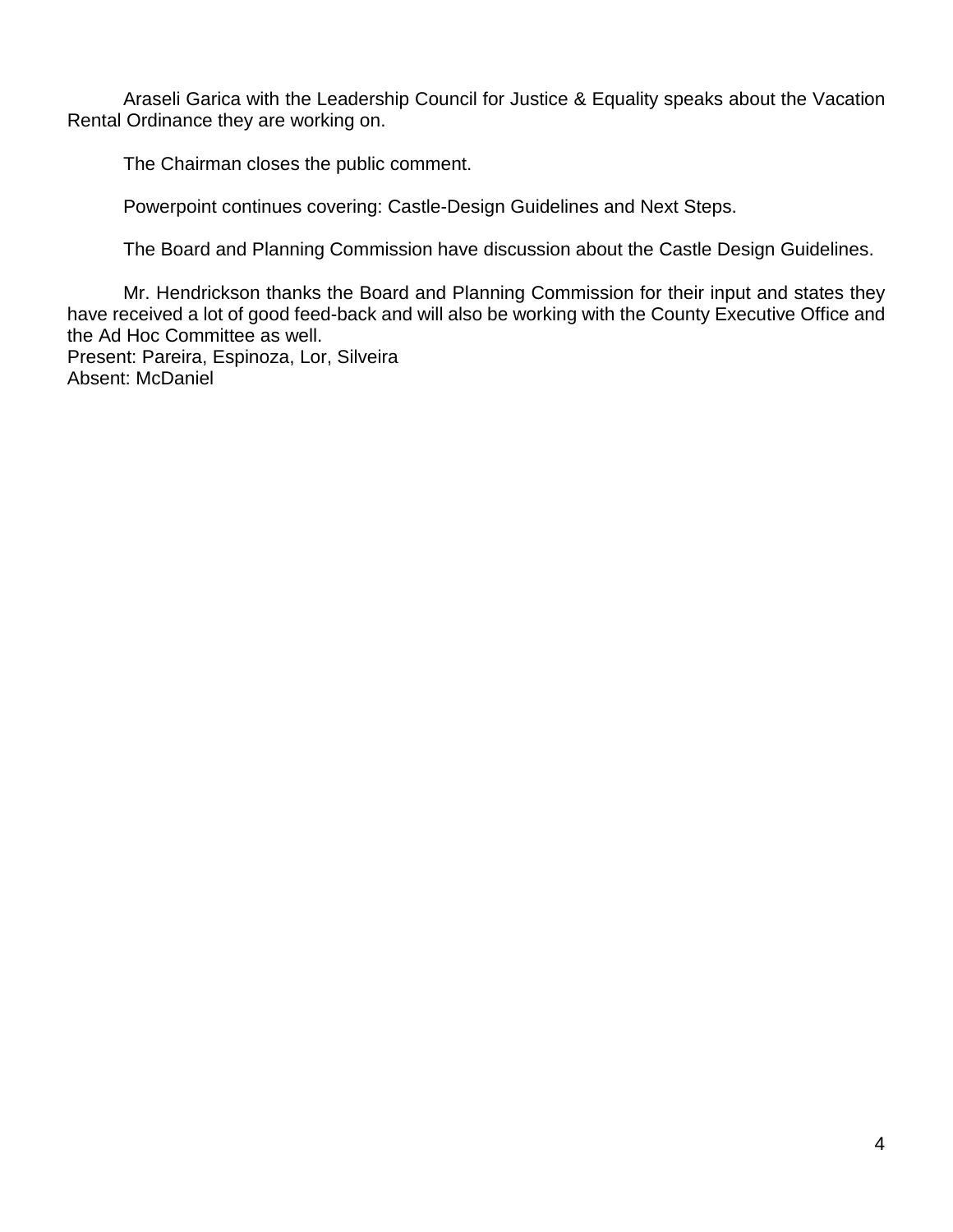Araseli Garica with the Leadership Council for Justice & Equality speaks about the Vacation Rental Ordinance they are working on.

The Chairman closes the public comment.

Powerpoint continues covering: Castle-Design Guidelines and Next Steps.

The Board and Planning Commission have discussion about the Castle Design Guidelines.

Mr. Hendrickson thanks the Board and Planning Commission for their input and states they have received a lot of good feed-back and will also be working with the County Executive Office and the Ad Hoc Committee as well.
Present: Pareira, Espinoza, Lor, Silveira
Absent: McDaniel